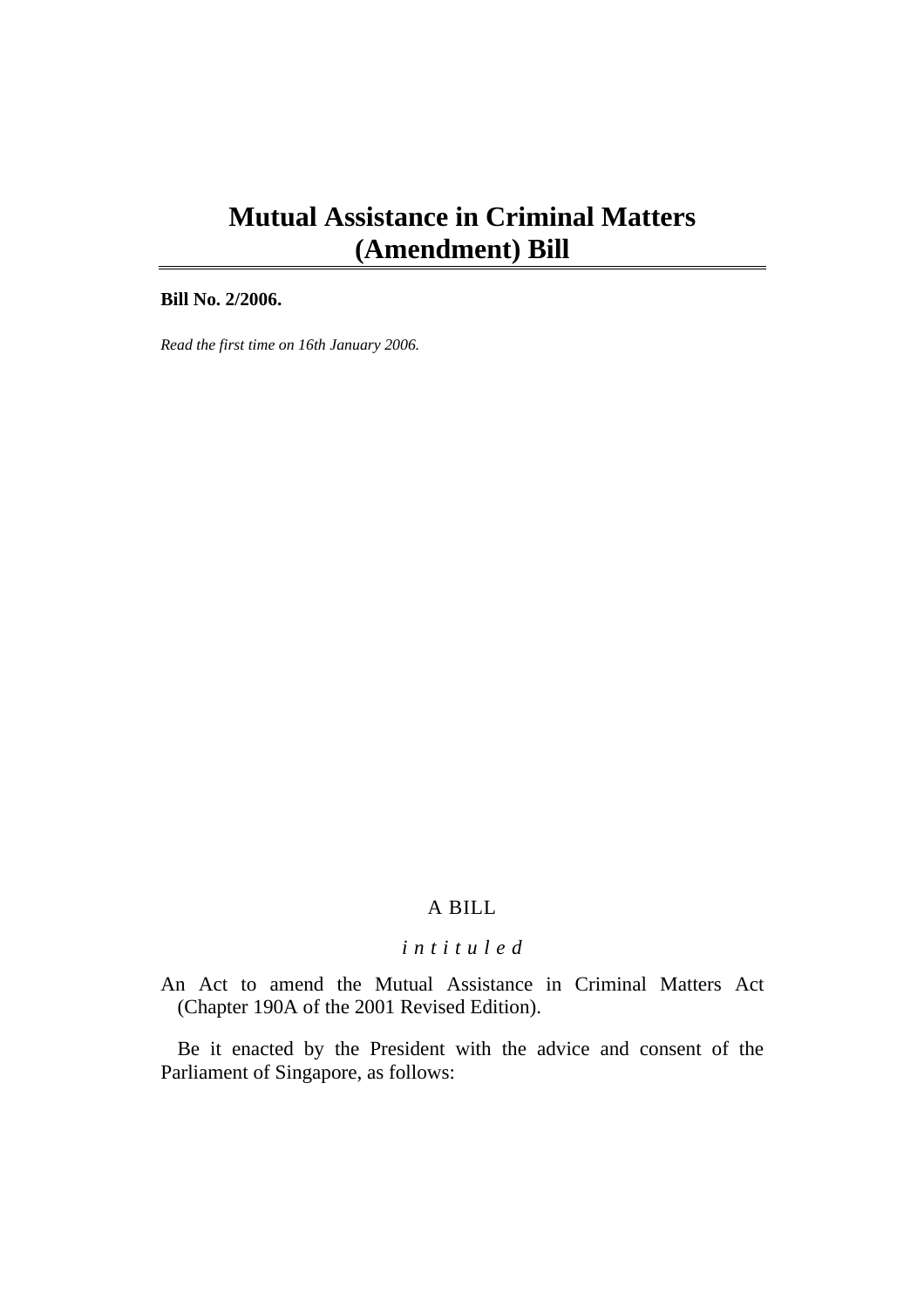# Mutual Assistance in Criminal Matters (Amendment) Bill

**Bill No. 2/2006.**

*Read the first time on 16th January 2006.*

A BILL

*intituled*

An Act to amend the Mutual Assistance in Criminal Matters Act (Chapter 190A of the 2001 Revised Edition).

Be it enacted by the President with the advice and consent of the Parliament of Singapore, as follows: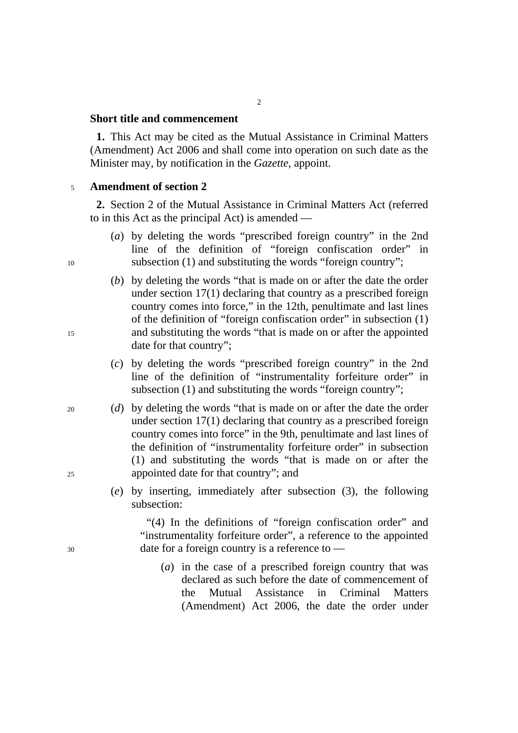**Short title and commencement**

**1.** This Act may be cited as the Mutual Assistance in Criminal Matters (Amendment) Act 2006 and shall come into operation on such date as the Minister may, by notification in the *Gazette*, appoint.

**Amendment of section 2**

**2.** Section 2 of the Mutual Assistance in Criminal Matters Act (referred to in this Act as the principal Act) is amended —

(*a*) by deleting the words “prescribed foreign country” in the 2nd line of the definition of “foreign confiscation order” in subsection (1) and substituting the words “foreign country”;

(*b*) by deleting the words “that is made on or after the date the order under section 17(1) declaring that country as a prescribed foreign country comes into force,” in the 12th, penultimate and last lines of the definition of “foreign confiscation order” in subsection (1) and substituting the words “that is made on or after the appointed date for that country”;

(*c*) by deleting the words “prescribed foreign country” in the 2nd line of the definition of “instrumentality forfeiture order” in subsection (1) and substituting the words “foreign country”;

(*d*) by deleting the words “that is made on or after the date the order under section 17(1) declaring that country as a prescribed foreign country comes into force” in the 9th, penultimate and last lines of the definition of “instrumentality forfeiture order” in subsection (1) and substituting the words “that is made on or after the appointed date for that country”; and

(*e*) by inserting, immediately after subsection (3), the following subsection:

“(4) In the definitions of “foreign confiscation order” and “instrumentality forfeiture order”, a reference to the appointed date for a foreign country is a reference to —

(*a*) in the case of a prescribed foreign country that was declared as such before the date of commencement of the Mutual Assistance in Criminal Matters (Amendment) Act 2006, the date the order under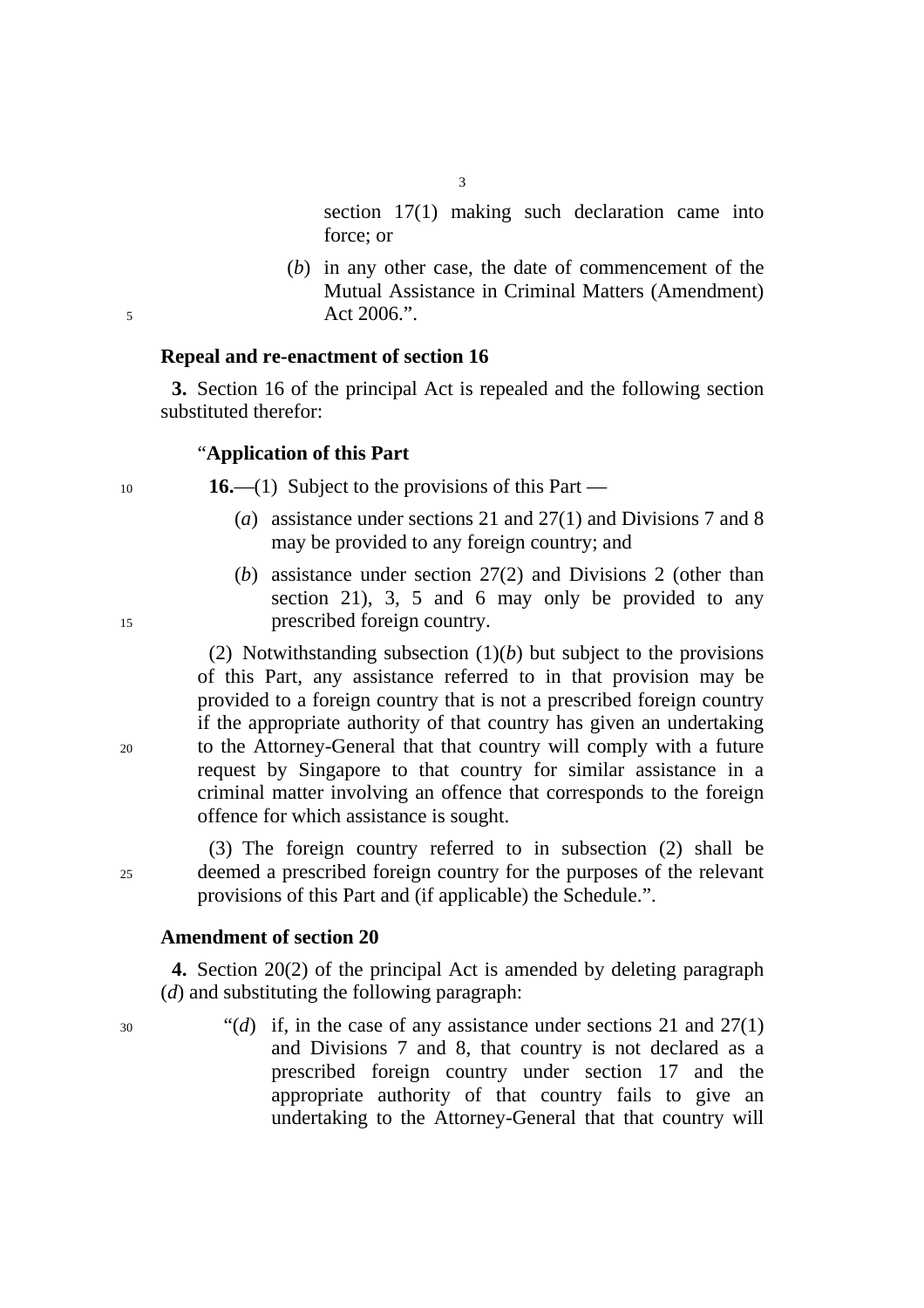section 17(1) making such declaration came into force; or

(*b*) in any other case, the date of commencement of the Mutual Assistance in Criminal Matters (Amendment) Act 2006.".

**Repeal and re-enactment of section 16**

**3.** Section 16 of the principal Act is repealed and the following section substituted therefor:

"**Application of this Part**

**16.**—(1) Subject to the provisions of this Part —

(*a*) assistance under sections 21 and 27(1) and Divisions 7 and 8 may be provided to any foreign country; and

(*b*) assistance under section 27(2) and Divisions 2 (other than section 21), 3, 5 and 6 may only be provided to any prescribed foreign country.

(2) Notwithstanding subsection (1)(*b*) but subject to the provisions of this Part, any assistance referred to in that provision may be provided to a foreign country that is not a prescribed foreign country if the appropriate authority of that country has given an undertaking to the Attorney-General that that country will comply with a future request by Singapore to that country for similar assistance in a criminal matter involving an offence that corresponds to the foreign offence for which assistance is sought.

(3) The foreign country referred to in subsection (2) shall be deemed a prescribed foreign country for the purposes of the relevant provisions of this Part and (if applicable) the Schedule.".

**Amendment of section 20**

**4.** Section 20(2) of the principal Act is amended by deleting paragraph (*d*) and substituting the following paragraph:

"(*d*) if, in the case of any assistance under sections 21 and 27(1) and Divisions 7 and 8, that country is not declared as a prescribed foreign country under section 17 and the appropriate authority of that country fails to give an undertaking to the Attorney-General that that country will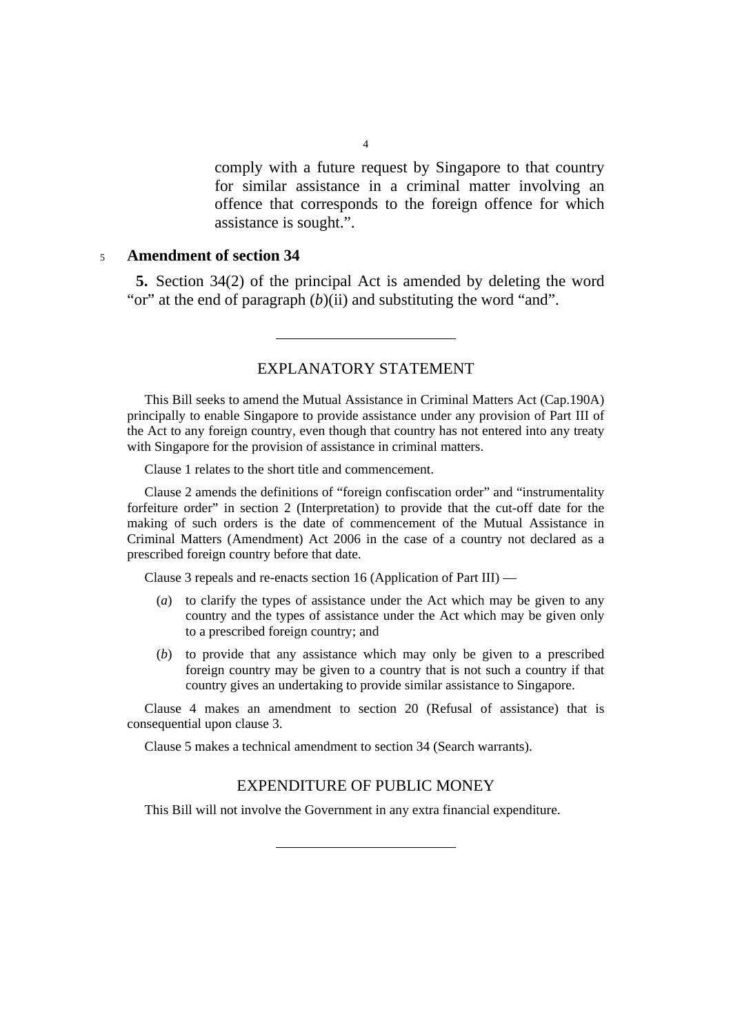comply with a future request by Singapore to that country for similar assistance in a criminal matter involving an offence that corresponds to the foreign offence for which assistance is sought.".

**Amendment of section 34**

**5.** Section 34(2) of the principal Act is amended by deleting the word "or" at the end of paragraph (*b*)(ii) and substituting the word "and".

---

## EXPLANATORY STATEMENT

This Bill seeks to amend the Mutual Assistance in Criminal Matters Act (Cap.190A) principally to enable Singapore to provide assistance under any provision of Part III of the Act to any foreign country, even though that country has not entered into any treaty with Singapore for the provision of assistance in criminal matters.

Clause 1 relates to the short title and commencement.

Clause 2 amends the definitions of "foreign confiscation order" and "instrumentality forfeiture order" in section 2 (Interpretation) to provide that the cut-off date for the making of such orders is the date of commencement of the Mutual Assistance in Criminal Matters (Amendment) Act 2006 in the case of a country not declared as a prescribed foreign country before that date.

Clause 3 repeals and re-enacts section 16 (Application of Part III) —

(*a*) to clarify the types of assistance under the Act which may be given to any country and the types of assistance under the Act which may be given only to a prescribed foreign country; and

(*b*) to provide that any assistance which may only be given to a prescribed foreign country may be given to a country that is not such a country if that country gives an undertaking to provide similar assistance to Singapore.

Clause 4 makes an amendment to section 20 (Refusal of assistance) that is consequential upon clause 3.

Clause 5 makes a technical amendment to section 34 (Search warrants).

## EXPENDITURE OF PUBLIC MONEY

This Bill will not involve the Government in any extra financial expenditure.

---